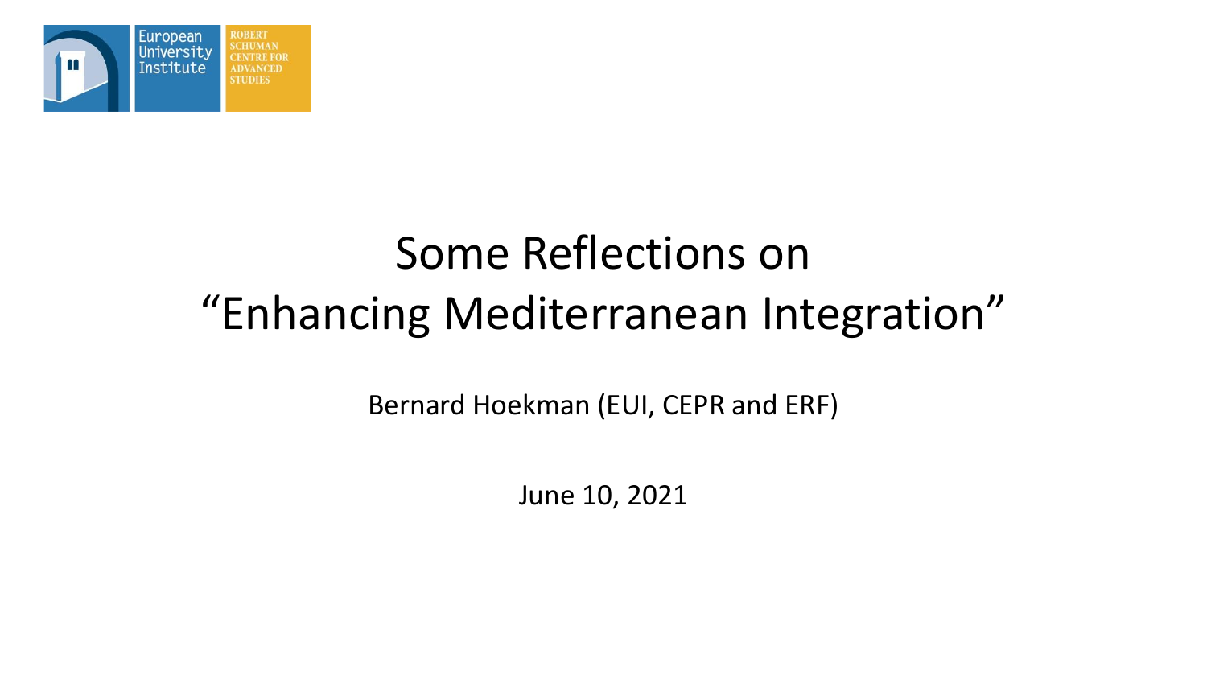European University Institute

ROBERT SCHUMAN CENTRE FOR ADVANCED STUDIES

# Some Reflections on “Enhancing Mediterranean Integration”

Bernard Hoekman (EUI, CEPR and ERF)

June 10, 2021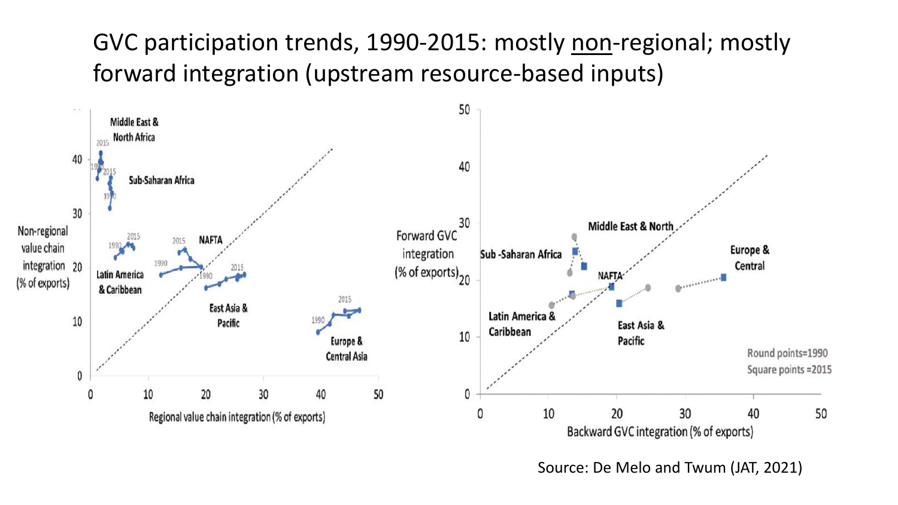# GVC participation trends, 1990-2015: mostly non-regional; mostly forward integration (upstream resource-based inputs)

Source: De Melo and Twum (JAT, 2021)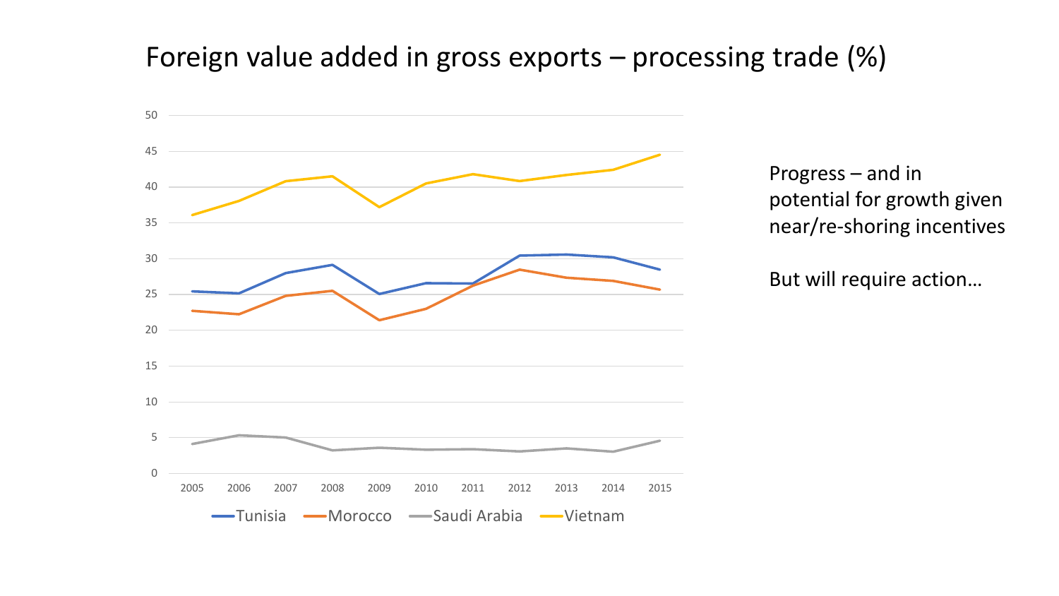# Foreign value added in gross exports – processing trade (%)

Progress – and in potential for growth given near/re-shoring incentives

But will require action…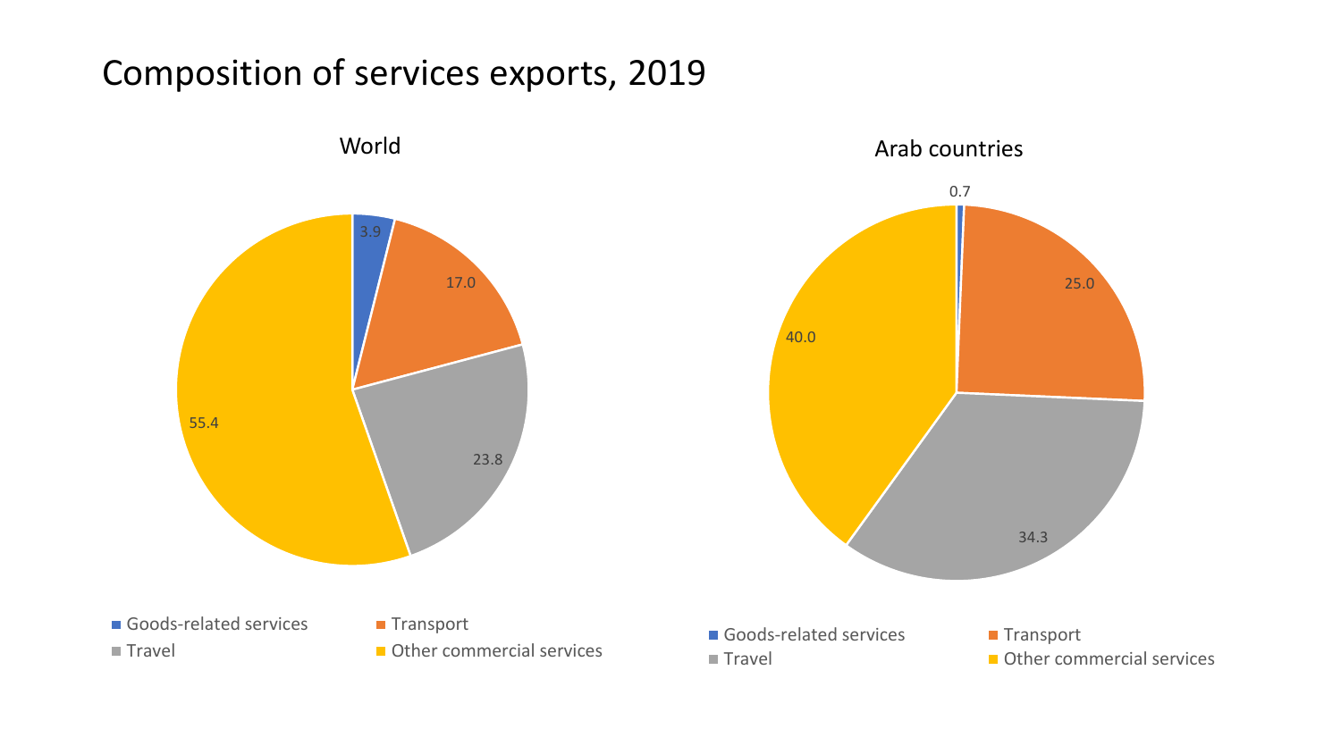# Composition of services exports, 2019

| Category | World | Arab countries |
| --- | --- | --- |
| Goods-related services | 3.9 | 0.7 |
| Transport | 17.0 | 25.0 |
| Travel | 23.8 | 34.3 |
| Other commercial services | 55.4 | 40.0 |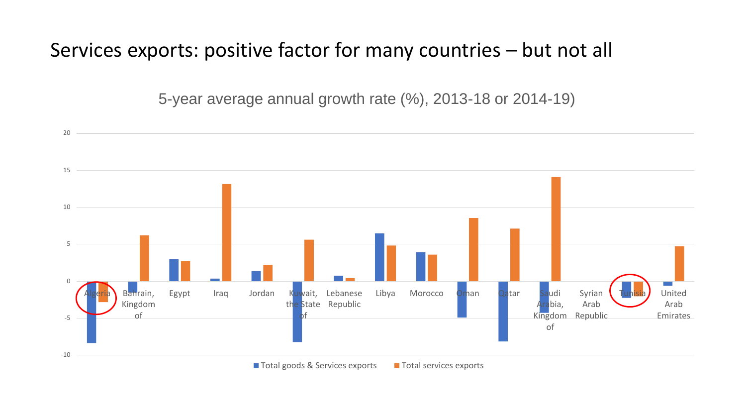# Services exports: positive factor for many countries – but not all

5-year average annual growth rate (%), 2013-18 or 2014-19)

| Country | Total goods & Services exports | Total services exports |
|---|---|---|
| Algeria | -8.4 | -2.8 |
| Bahrain, Kingdom of | -1.5 | 6.2 |
| Egypt | 3.0 | 2.7 |
| Iraq | 0.3 | 13.1 |
| Jordan | 1.4 | 2.2 |
| Kuwait, the State of | -8.2 | 5.6 |
| Lebanese Republic | 0.7 | 0.4 |
| Libya | 6.5 | 4.8 |
| Morocco | 3.9 | 3.6 |
| Oman | -4.9 | 8.5 |
| Qatar | -8.2 | 7.1 |
| Saudi Arabia, Kingdom of | -4.3 | 14.1 |
| Syrian Arab Republic | | |
| Tunisia | -2.2 | -1.8 |
| United Arab Emirates | -0.6 | 4.7 |

Total goods & Services exports | Total services exports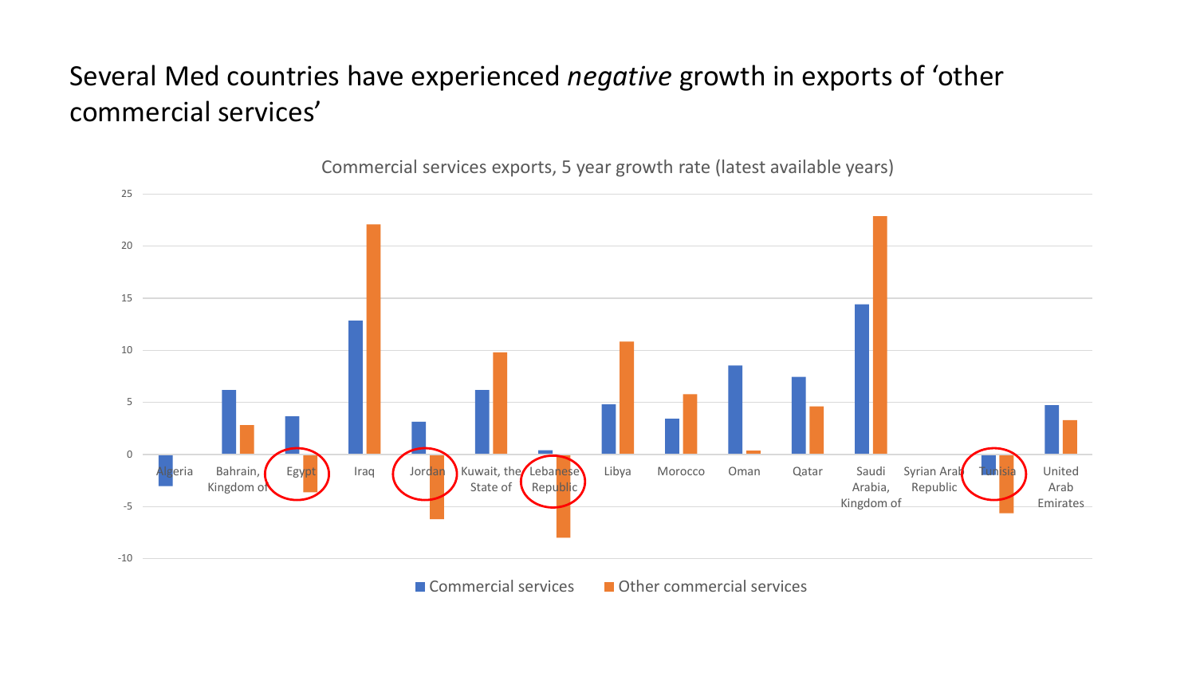# Several Med countries have experienced *negative* growth in exports of 'other commercial services'

Commercial services exports, 5 year growth rate (latest available years)

| Country | Commercial services | Other commercial services |
|---|---|---|
| Algeria | -3 | |
| Bahrain, Kingdom of | 6.2 | 2.8 |
| Egypt | 3.6 | -3.6 |
| Iraq | 12.8 | 22.1 |
| Jordan | 3.1 | -6.2 |
| Kuwait, the State of | 6.2 | 9.8 |
| Lebanese Republic | 0.4 | -8 |
| Libya | 4.8 | 10.8 |
| Morocco | 3.4 | 5.8 |
| Oman | 8.5 | 0.4 |
| Qatar | 7.4 | 4.6 |
| Saudi Arabia, Kingdom of | 14.4 | 22.8 |
| Syrian Arab Republic | | |
| Tunisia | -2 | -5.6 |
| United Arab Emirates | 4.7 | 3.3 |

■ Commercial services ■ Other commercial services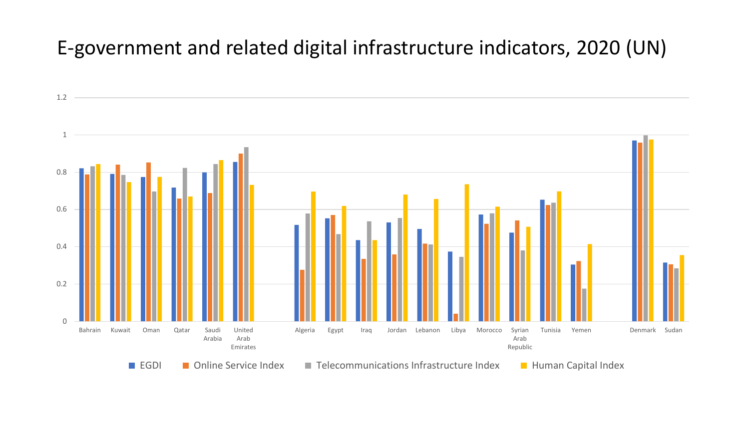# E-government and related digital infrastructure indicators, 2020 (UN)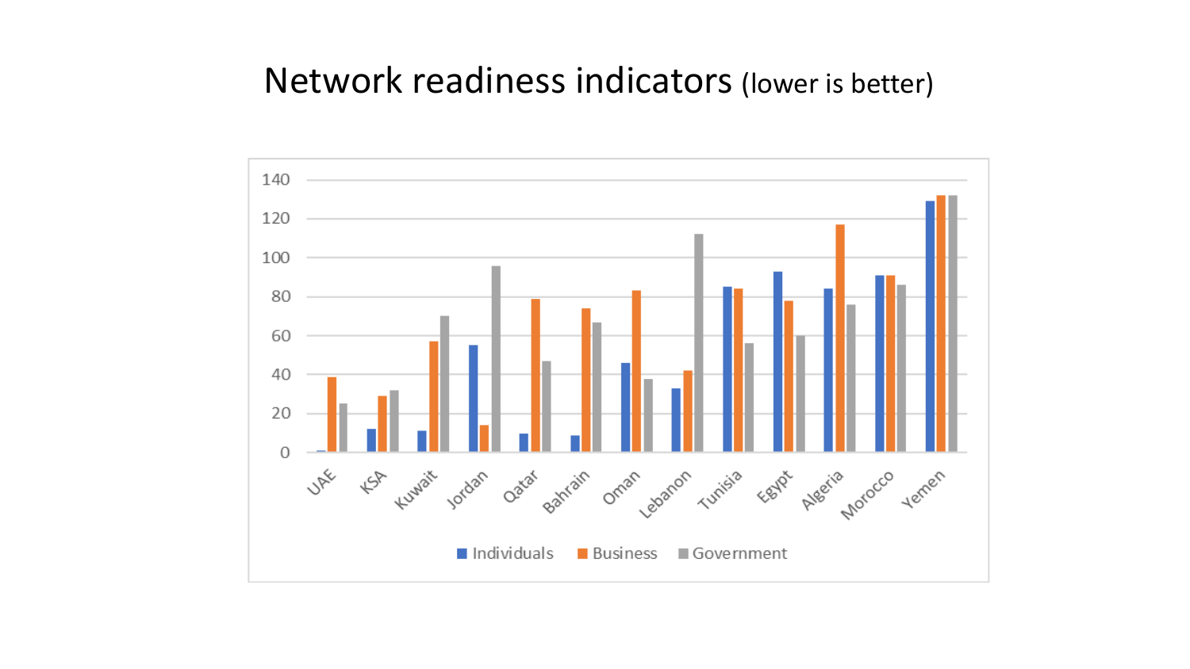# Network readiness indicators (lower is better)

| Country | Individuals | Business | Government |
|---|---|---|---|
| UAE | 1 | 39 | 25 |
| KSA | 12 | 29 | 32 |
| Kuwait | 11 | 57 | 70 |
| Jordan | 55 | 14 | 96 |
| Qatar | 10 | 79 | 47 |
| Bahrain | 9 | 74 | 67 |
| Oman | 46 | 83 | 38 |
| Lebanon | 33 | 42 | 112 |
| Tunisia | 85 | 84 | 56 |
| Egypt | 93 | 78 | 60 |
| Algeria | 84 | 117 | 76 |
| Morocco | 91 | 91 | 86 |
| Yemen | 129 | 132 | 132 |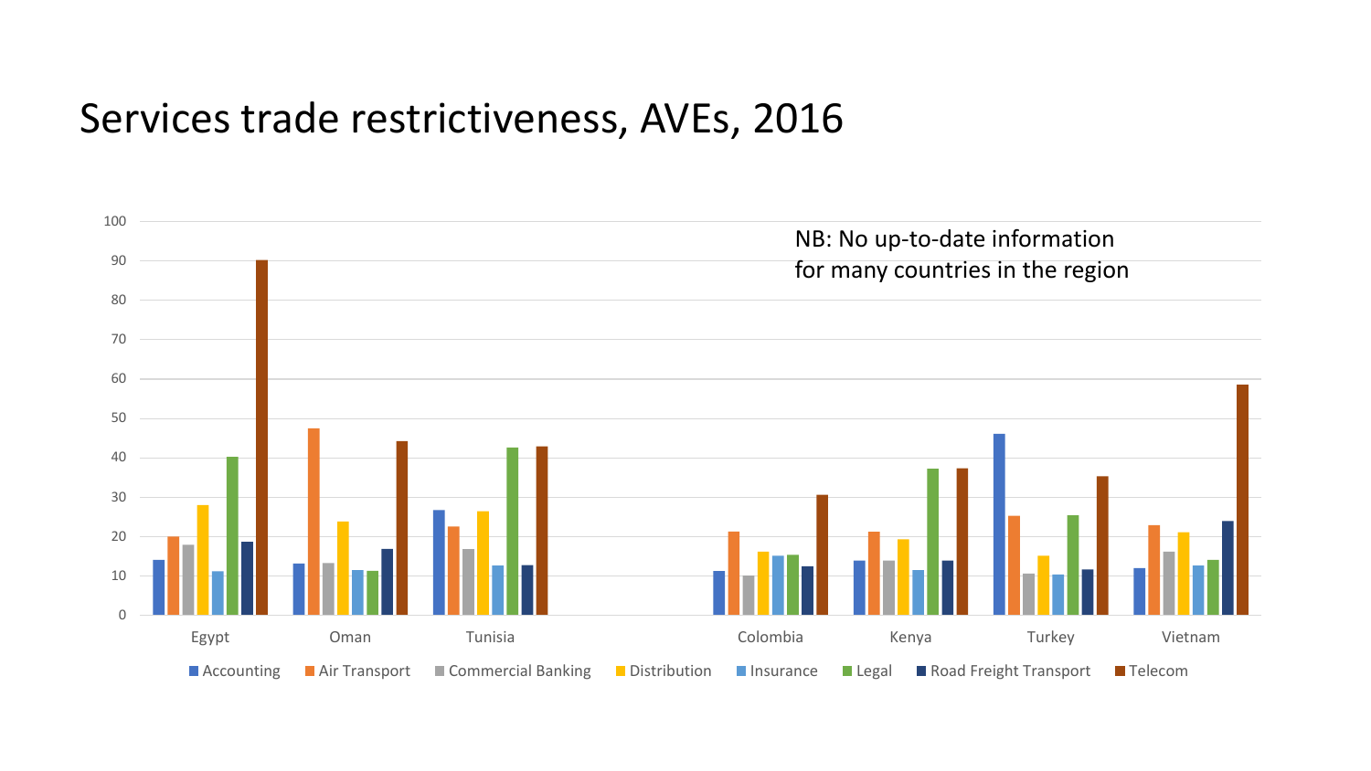# Services trade restrictiveness, AVEs, 2016

NB: No up-to-date information for many countries in the region

| Country | Accounting | Air Transport | Commercial Banking | Distribution | Insurance | Legal | Road Freight Transport | Telecom |
|---|---|---|---|---|---|---|---|---|
| Egypt | 14 | 20 | 18 | 28 | 11 | 40 | 19 | 90 |
| Oman | 13 | 47 | 13 | 24 | 11 | 11 | 17 | 44 |
| Tunisia | 27 | 22 | 17 | 26 | 13 | 43 | 13 | 43 |
| Colombia | 11 | 21 | 10 | 16 | 15 | 15 | 12 | 31 |
| Kenya | 14 | 21 | 14 | 19 | 11 | 37 | 14 | 37 |
| Turkey | 46 | 25 | 11 | 15 | 10 | 25 | 12 | 35 |
| Vietnam | 12 | 23 | 16 | 21 | 13 | 14 | 24 | 59 |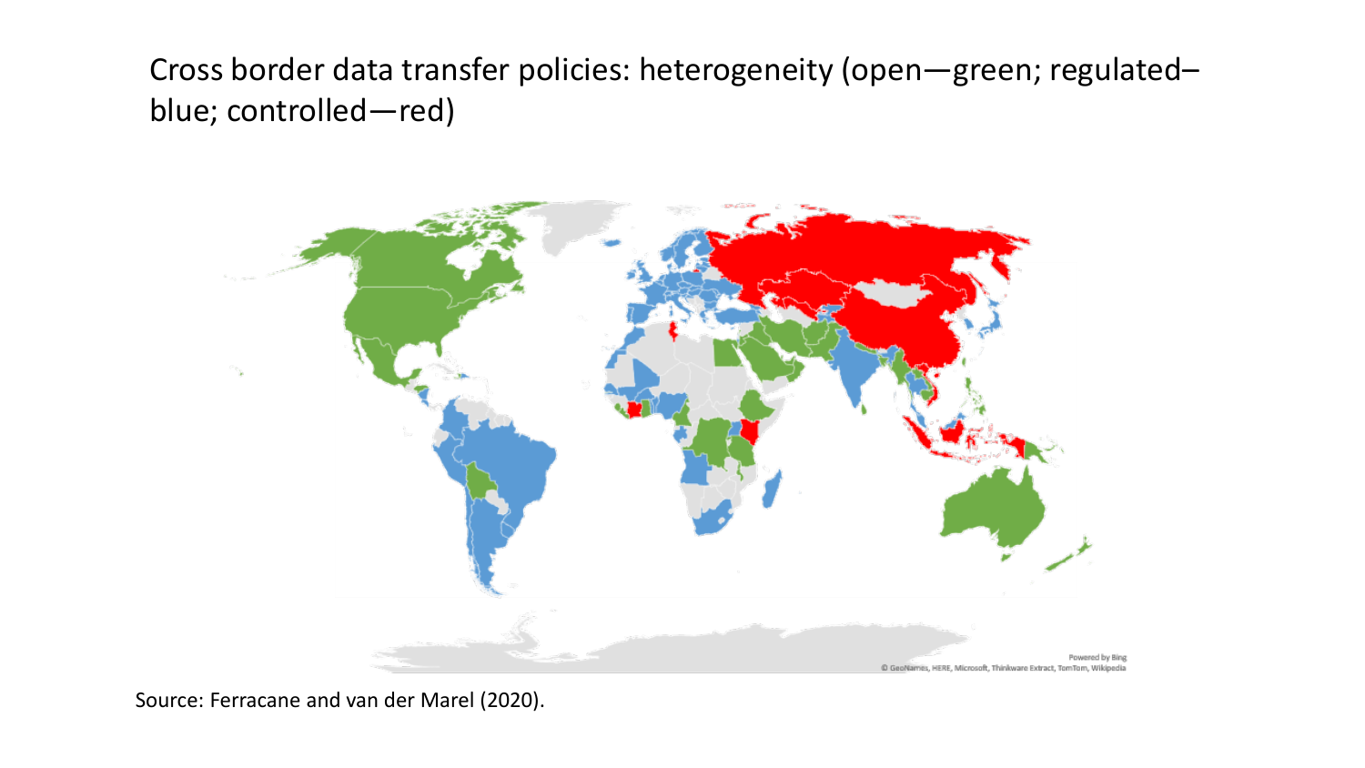# Cross border data transfer policies: heterogeneity (open—green; regulated–blue; controlled—red)

Source: Ferracane and van der Marel (2020).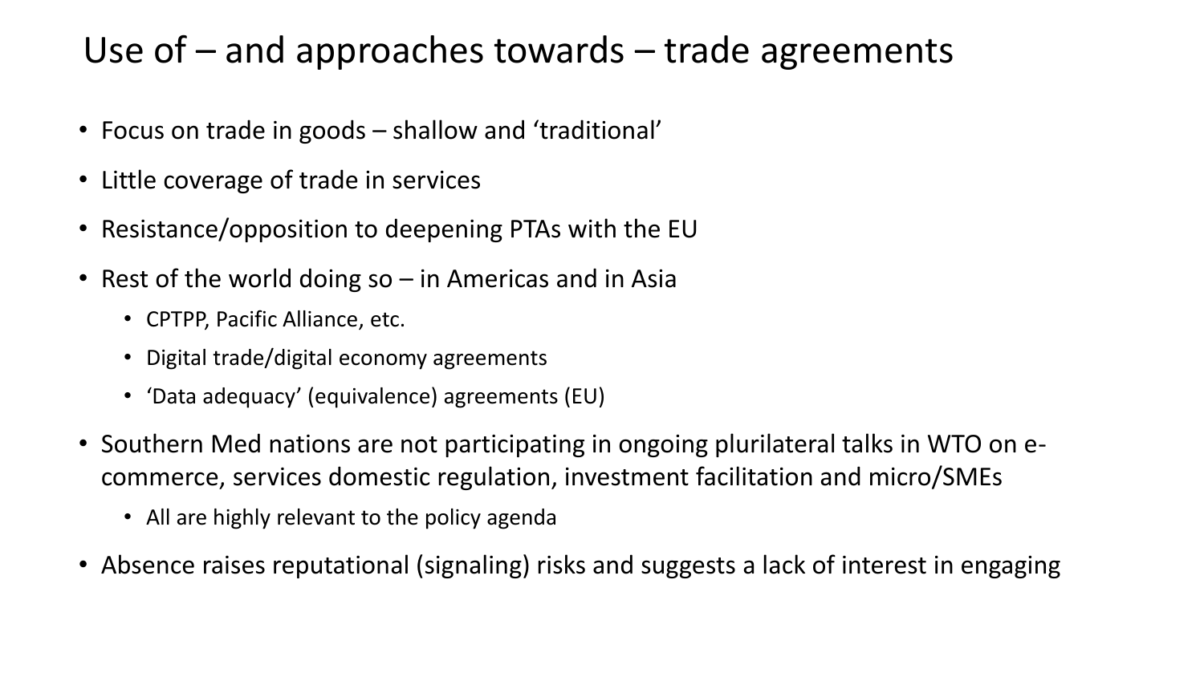# Use of – and approaches towards – trade agreements

- Focus on trade in goods – shallow and 'traditional'
- Little coverage of trade in services
- Resistance/opposition to deepening PTAs with the EU
- Rest of the world doing so – in Americas and in Asia
  - CPTPP, Pacific Alliance, etc.
  - Digital trade/digital economy agreements
  - 'Data adequacy' (equivalence) agreements (EU)
- Southern Med nations are not participating in ongoing plurilateral talks in WTO on e-commerce, services domestic regulation, investment facilitation and micro/SMEs
  - All are highly relevant to the policy agenda
- Absence raises reputational (signaling) risks and suggests a lack of interest in engaging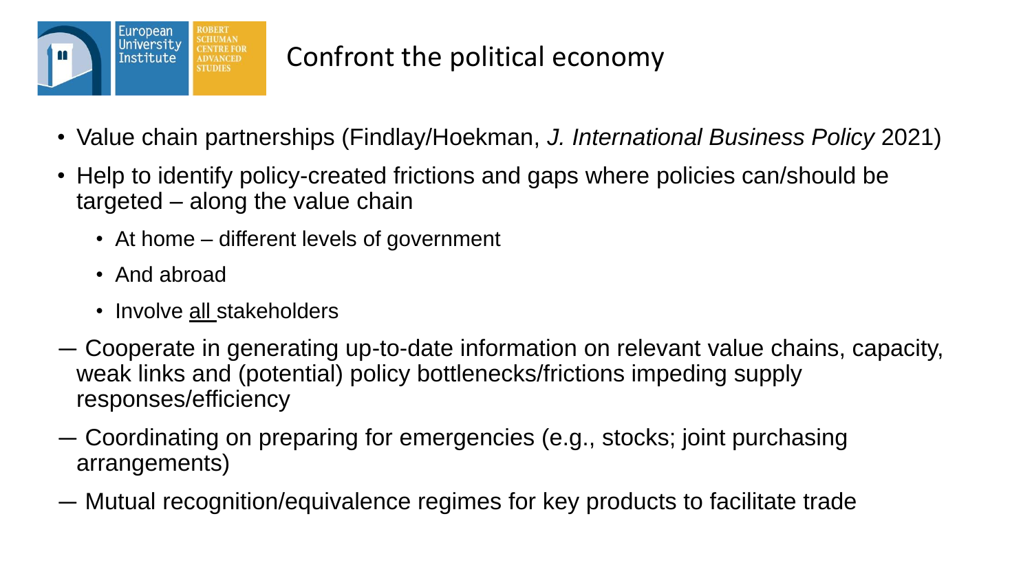# Confront the political economy

- Value chain partnerships (Findlay/Hoekman, *J. International Business Policy* 2021)
- Help to identify policy-created frictions and gaps where policies can/should be targeted – along the value chain
  - At home – different levels of government
  - And abroad
  - Involve <u>all</u> stakeholders

— Cooperate in generating up-to-date information on relevant value chains, capacity, weak links and (potential) policy bottlenecks/frictions impeding supply responses/efficiency

— Coordinating on preparing for emergencies (e.g., stocks; joint purchasing arrangements)

— Mutual recognition/equivalence regimes for key products to facilitate trade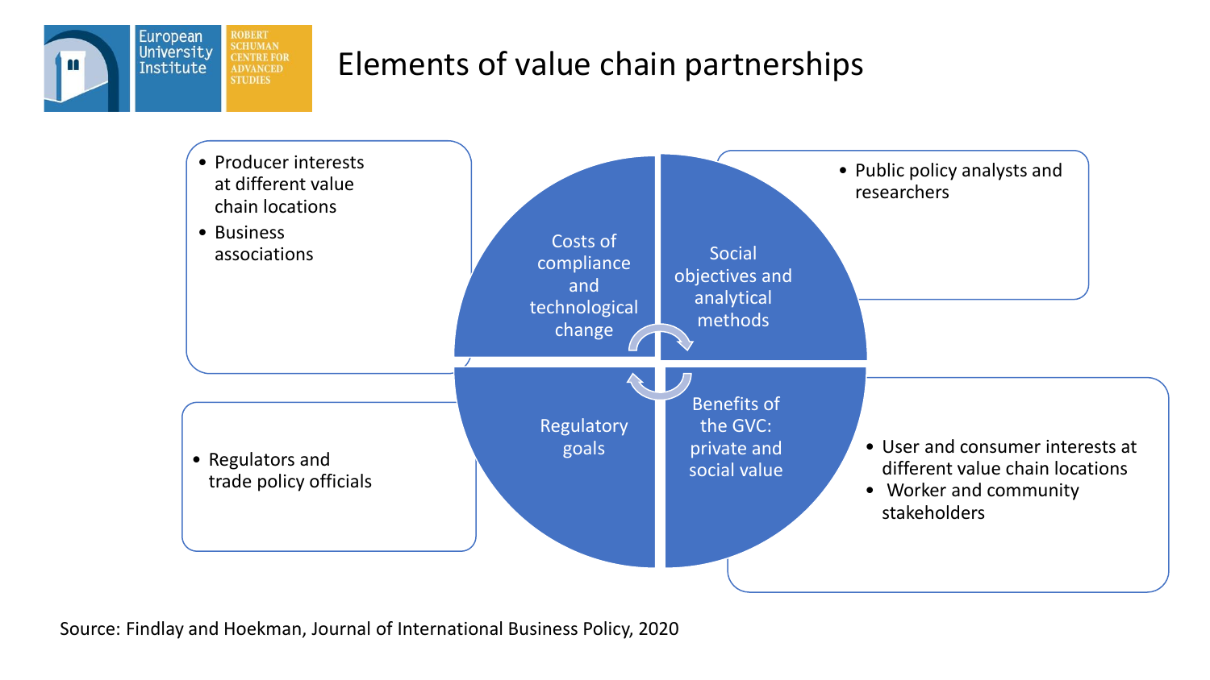# Elements of value chain partnerships

- Producer interests at different value chain locations
- Business associations

- Public policy analysts and researchers

Costs of compliance and technological change

Social objectives and analytical methods

Regulatory goals

Benefits of the GVC: private and social value

- Regulators and trade policy officials

- User and consumer interests at different value chain locations
- Worker and community stakeholders

Source: Findlay and Hoekman, Journal of International Business Policy, 2020